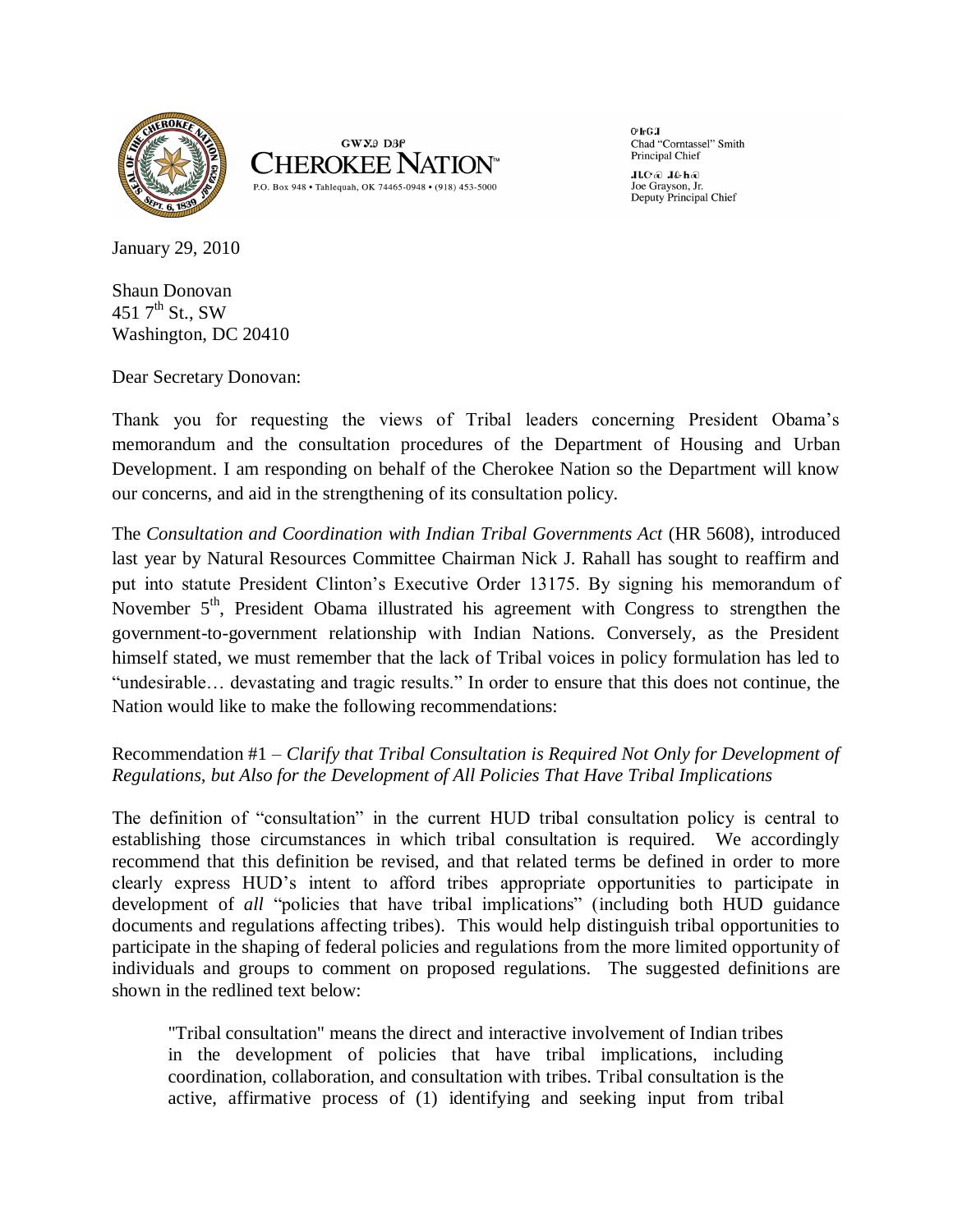GWY DBP
**CHEROKEE NATION**™
P.O. Box 948 • Tahlequah, OK 74465-0948 • (918) 453-5000

Chad "Corntassel" Smith
Principal Chief

Joe Grayson, Jr.
Deputy Principal Chief

January 29, 2010

Shaun Donovan
451 7th St., SW
Washington, DC 20410

Dear Secretary Donovan:

Thank you for requesting the views of Tribal leaders concerning President Obama's memorandum and the consultation procedures of the Department of Housing and Urban Development. I am responding on behalf of the Cherokee Nation so the Department will know our concerns, and aid in the strengthening of its consultation policy.

The *Consultation and Coordination with Indian Tribal Governments Act* (HR 5608), introduced last year by Natural Resources Committee Chairman Nick J. Rahall has sought to reaffirm and put into statute President Clinton's Executive Order 13175. By signing his memorandum of November 5th, President Obama illustrated his agreement with Congress to strengthen the government-to-government relationship with Indian Nations. Conversely, as the President himself stated, we must remember that the lack of Tribal voices in policy formulation has led to "undesirable… devastating and tragic results." In order to ensure that this does not continue, the Nation would like to make the following recommendations:

Recommendation #1 – *Clarify that Tribal Consultation is Required Not Only for Development of Regulations, but Also for the Development of All Policies That Have Tribal Implications*

The definition of "consultation" in the current HUD tribal consultation policy is central to establishing those circumstances in which tribal consultation is required. We accordingly recommend that this definition be revised, and that related terms be defined in order to more clearly express HUD's intent to afford tribes appropriate opportunities to participate in development of *all* "policies that have tribal implications" (including both HUD guidance documents and regulations affecting tribes). This would help distinguish tribal opportunities to participate in the shaping of federal policies and regulations from the more limited opportunity of individuals and groups to comment on proposed regulations. The suggested definitions are shown in the redlined text below:

> "Tribal consultation" means the direct and interactive involvement of Indian tribes in the development of policies that have tribal implications, including coordination, collaboration, and consultation with tribes. Tribal consultation is the active, affirmative process of (1) identifying and seeking input from tribal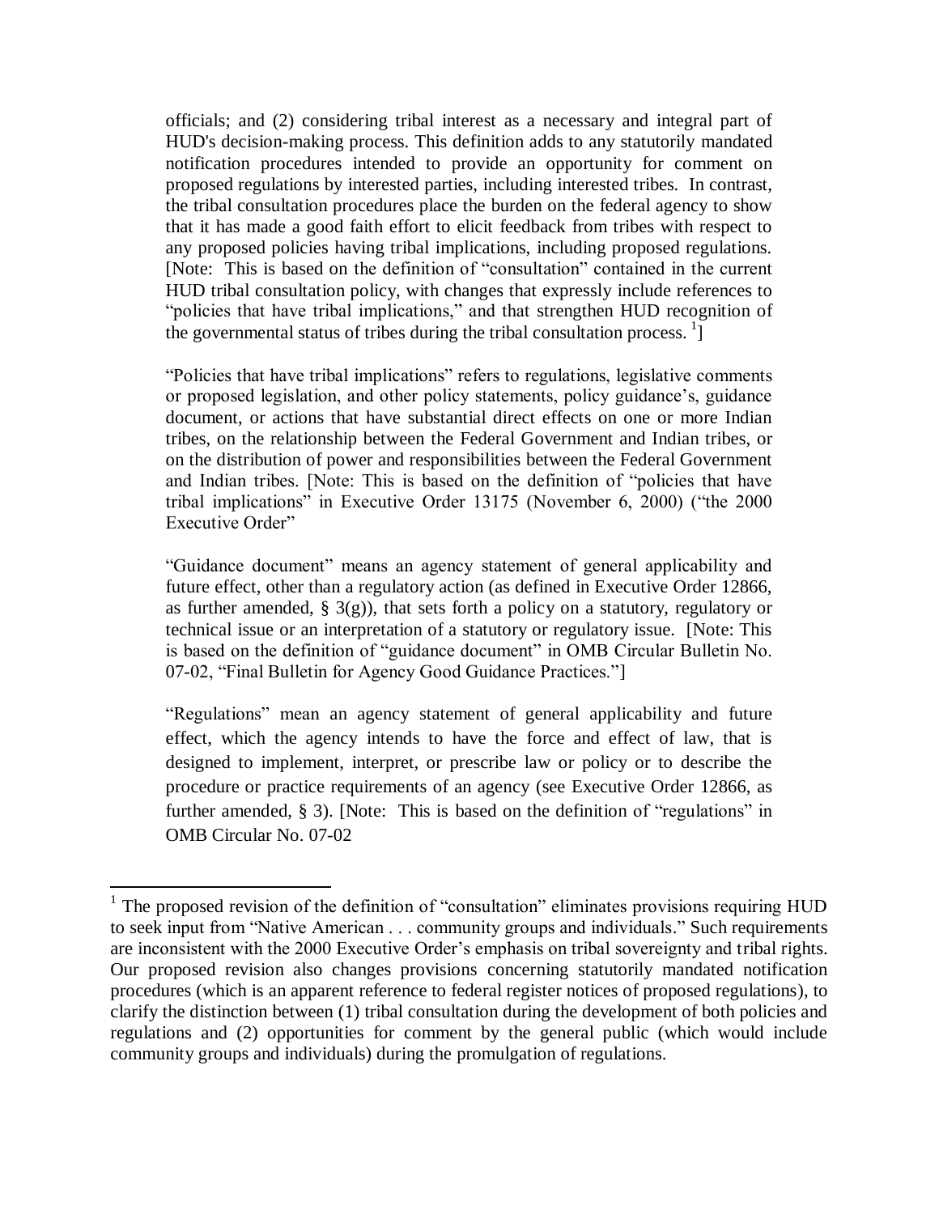officials; and (2) considering tribal interest as a necessary and integral part of HUD's decision-making process. This definition adds to any statutorily mandated notification procedures intended to provide an opportunity for comment on proposed regulations by interested parties, including interested tribes. In contrast, the tribal consultation procedures place the burden on the federal agency to show that it has made a good faith effort to elicit feedback from tribes with respect to any proposed policies having tribal implications, including proposed regulations. [Note: This is based on the definition of "consultation" contained in the current HUD tribal consultation policy, with changes that expressly include references to "policies that have tribal implications," and that strengthen HUD recognition of the governmental status of tribes during the tribal consultation process. [1]]

"Policies that have tribal implications" refers to regulations, legislative comments or proposed legislation, and other policy statements, policy guidance's, guidance document, or actions that have substantial direct effects on one or more Indian tribes, on the relationship between the Federal Government and Indian tribes, or on the distribution of power and responsibilities between the Federal Government and Indian tribes. [Note: This is based on the definition of "policies that have tribal implications" in Executive Order 13175 (November 6, 2000) ("the 2000 Executive Order"

"Guidance document" means an agency statement of general applicability and future effect, other than a regulatory action (as defined in Executive Order 12866, as further amended, § 3(g)), that sets forth a policy on a statutory, regulatory or technical issue or an interpretation of a statutory or regulatory issue. [Note: This is based on the definition of "guidance document" in OMB Circular Bulletin No. 07-02, "Final Bulletin for Agency Good Guidance Practices."]

"Regulations" mean an agency statement of general applicability and future effect, which the agency intends to have the force and effect of law, that is designed to implement, interpret, or prescribe law or policy or to describe the procedure or practice requirements of an agency (see Executive Order 12866, as further amended, § 3). [Note: This is based on the definition of "regulations" in OMB Circular No. 07-02

---

[1] The proposed revision of the definition of "consultation" eliminates provisions requiring HUD to seek input from "Native American . . . community groups and individuals." Such requirements are inconsistent with the 2000 Executive Order's emphasis on tribal sovereignty and tribal rights. Our proposed revision also changes provisions concerning statutorily mandated notification procedures (which is an apparent reference to federal register notices of proposed regulations), to clarify the distinction between (1) tribal consultation during the development of both policies and regulations and (2) opportunities for comment by the general public (which would include community groups and individuals) during the promulgation of regulations.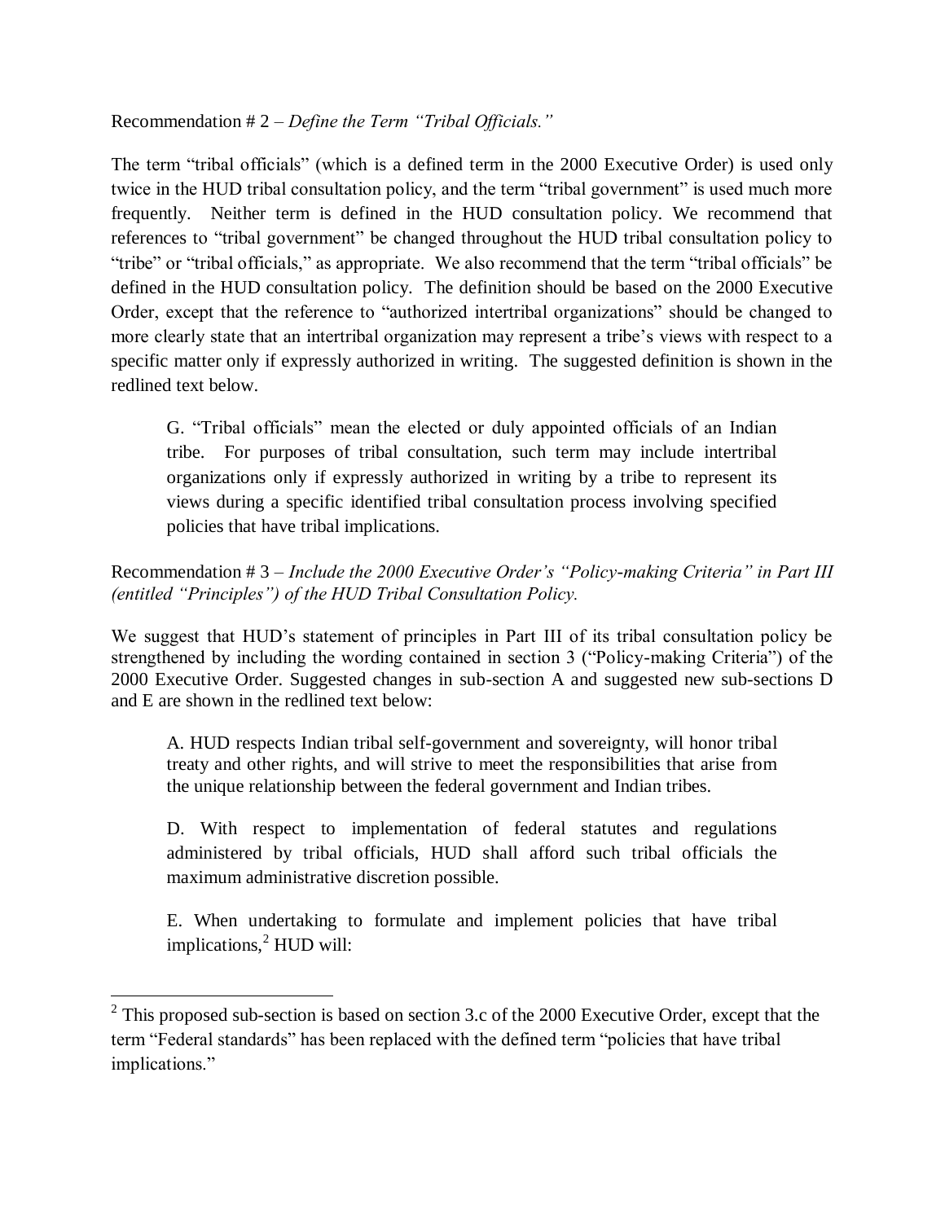Recommendation # 2 – *Define the Term "Tribal Officials."*

The term "tribal officials" (which is a defined term in the 2000 Executive Order) is used only twice in the HUD tribal consultation policy, and the term "tribal government" is used much more frequently. Neither term is defined in the HUD consultation policy. We recommend that references to "tribal government" be changed throughout the HUD tribal consultation policy to "tribe" or "tribal officials," as appropriate. We also recommend that the term "tribal officials" be defined in the HUD consultation policy. The definition should be based on the 2000 Executive Order, except that the reference to "authorized intertribal organizations" should be changed to more clearly state that an intertribal organization may represent a tribe's views with respect to a specific matter only if expressly authorized in writing. The suggested definition is shown in the redlined text below.

> G. "Tribal officials" mean the elected or duly appointed officials of an Indian tribe. For purposes of tribal consultation, such term may include intertribal organizations only if expressly authorized in writing by a tribe to represent its views during a specific identified tribal consultation process involving specified policies that have tribal implications.

Recommendation # 3 – *Include the 2000 Executive Order's "Policy-making Criteria" in Part III (entitled "Principles") of the HUD Tribal Consultation Policy.*

We suggest that HUD's statement of principles in Part III of its tribal consultation policy be strengthened by including the wording contained in section 3 ("Policy-making Criteria") of the 2000 Executive Order. Suggested changes in sub-section A and suggested new sub-sections D and E are shown in the redlined text below:

> A. HUD respects Indian tribal self-government and sovereignty, will honor tribal treaty and other rights, and will strive to meet the responsibilities that arise from the unique relationship between the federal government and Indian tribes.
>
> D. With respect to implementation of federal statutes and regulations administered by tribal officials, HUD shall afford such tribal officials the maximum administrative discretion possible.
>
> E. When undertaking to formulate and implement policies that have tribal implications,[2] HUD will:

[2] This proposed sub-section is based on section 3.c of the 2000 Executive Order, except that the term "Federal standards" has been replaced with the defined term "policies that have tribal implications."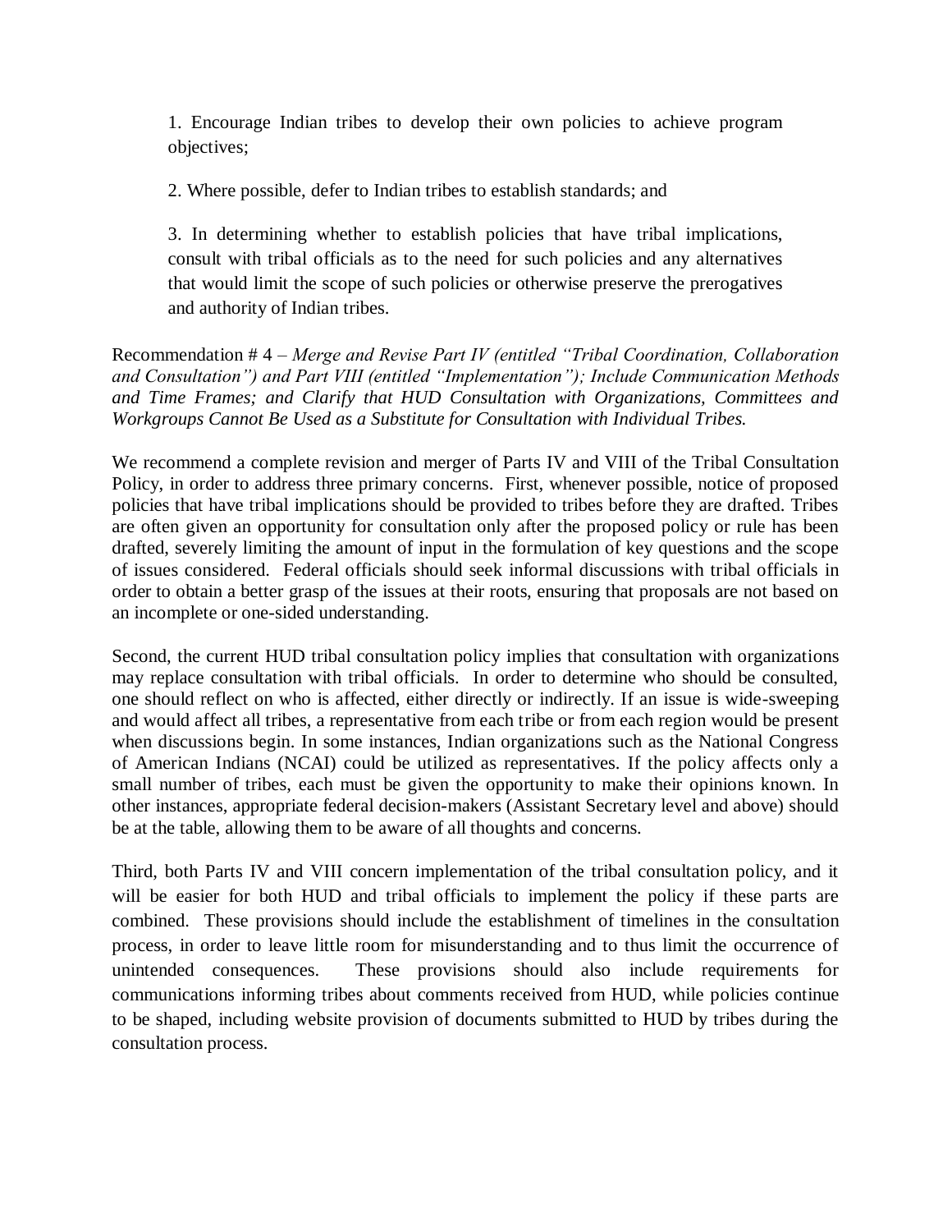1. Encourage Indian tribes to develop their own policies to achieve program objectives;

2. Where possible, defer to Indian tribes to establish standards; and

3. In determining whether to establish policies that have tribal implications, consult with tribal officials as to the need for such policies and any alternatives that would limit the scope of such policies or otherwise preserve the prerogatives and authority of Indian tribes.

Recommendation # 4 – *Merge and Revise Part IV (entitled "Tribal Coordination, Collaboration and Consultation") and Part VIII (entitled "Implementation"); Include Communication Methods and Time Frames; and Clarify that HUD Consultation with Organizations, Committees and Workgroups Cannot Be Used as a Substitute for Consultation with Individual Tribes.*

We recommend a complete revision and merger of Parts IV and VIII of the Tribal Consultation Policy, in order to address three primary concerns. First, whenever possible, notice of proposed policies that have tribal implications should be provided to tribes before they are drafted. Tribes are often given an opportunity for consultation only after the proposed policy or rule has been drafted, severely limiting the amount of input in the formulation of key questions and the scope of issues considered. Federal officials should seek informal discussions with tribal officials in order to obtain a better grasp of the issues at their roots, ensuring that proposals are not based on an incomplete or one-sided understanding.

Second, the current HUD tribal consultation policy implies that consultation with organizations may replace consultation with tribal officials. In order to determine who should be consulted, one should reflect on who is affected, either directly or indirectly. If an issue is wide-sweeping and would affect all tribes, a representative from each tribe or from each region would be present when discussions begin. In some instances, Indian organizations such as the National Congress of American Indians (NCAI) could be utilized as representatives. If the policy affects only a small number of tribes, each must be given the opportunity to make their opinions known. In other instances, appropriate federal decision-makers (Assistant Secretary level and above) should be at the table, allowing them to be aware of all thoughts and concerns.

Third, both Parts IV and VIII concern implementation of the tribal consultation policy, and it will be easier for both HUD and tribal officials to implement the policy if these parts are combined. These provisions should include the establishment of timelines in the consultation process, in order to leave little room for misunderstanding and to thus limit the occurrence of unintended consequences. These provisions should also include requirements for communications informing tribes about comments received from HUD, while policies continue to be shaped, including website provision of documents submitted to HUD by tribes during the consultation process.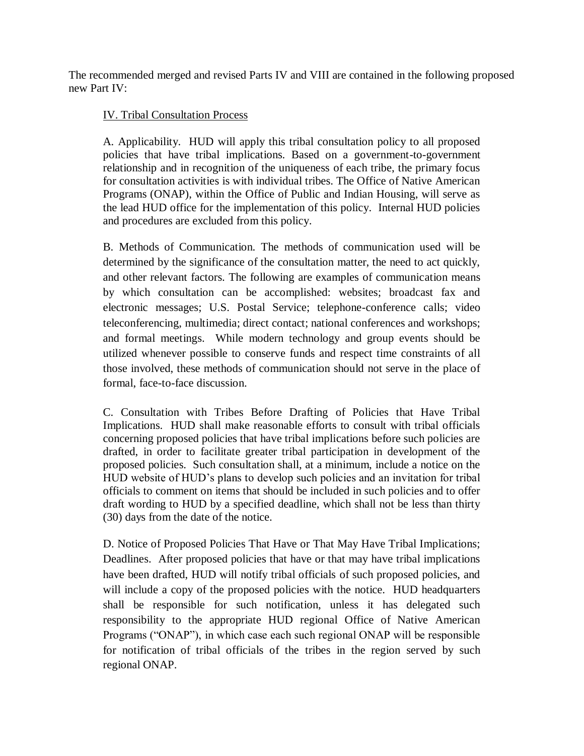The recommended merged and revised Parts IV and VIII are contained in the following proposed new Part IV:

<u>IV. Tribal Consultation Process</u>

A. Applicability. HUD will apply this tribal consultation policy to all proposed policies that have tribal implications. Based on a government-to-government relationship and in recognition of the uniqueness of each tribe, the primary focus for consultation activities is with individual tribes. The Office of Native American Programs (ONAP), within the Office of Public and Indian Housing, will serve as the lead HUD office for the implementation of this policy. Internal HUD policies and procedures are excluded from this policy.

B. Methods of Communication. The methods of communication used will be determined by the significance of the consultation matter, the need to act quickly, and other relevant factors. The following are examples of communication means by which consultation can be accomplished: websites; broadcast fax and electronic messages; U.S. Postal Service; telephone-conference calls; video teleconferencing, multimedia; direct contact; national conferences and workshops; and formal meetings. While modern technology and group events should be utilized whenever possible to conserve funds and respect time constraints of all those involved, these methods of communication should not serve in the place of formal, face-to-face discussion.

C. Consultation with Tribes Before Drafting of Policies that Have Tribal Implications. HUD shall make reasonable efforts to consult with tribal officials concerning proposed policies that have tribal implications before such policies are drafted, in order to facilitate greater tribal participation in development of the proposed policies. Such consultation shall, at a minimum, include a notice on the HUD website of HUD's plans to develop such policies and an invitation for tribal officials to comment on items that should be included in such policies and to offer draft wording to HUD by a specified deadline, which shall not be less than thirty (30) days from the date of the notice.

D. Notice of Proposed Policies That Have or That May Have Tribal Implications; Deadlines. After proposed policies that have or that may have tribal implications have been drafted, HUD will notify tribal officials of such proposed policies, and will include a copy of the proposed policies with the notice. HUD headquarters shall be responsible for such notification, unless it has delegated such responsibility to the appropriate HUD regional Office of Native American Programs ("ONAP"), in which case each such regional ONAP will be responsible for notification of tribal officials of the tribes in the region served by such regional ONAP.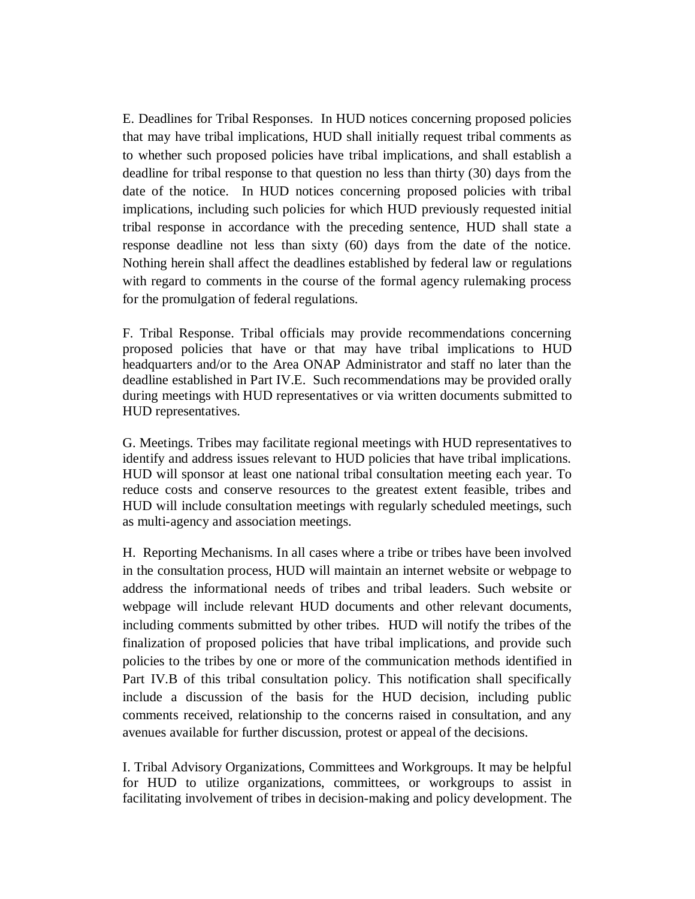E. Deadlines for Tribal Responses. In HUD notices concerning proposed policies that may have tribal implications, HUD shall initially request tribal comments as to whether such proposed policies have tribal implications, and shall establish a deadline for tribal response to that question no less than thirty (30) days from the date of the notice. In HUD notices concerning proposed policies with tribal implications, including such policies for which HUD previously requested initial tribal response in accordance with the preceding sentence, HUD shall state a response deadline not less than sixty (60) days from the date of the notice. Nothing herein shall affect the deadlines established by federal law or regulations with regard to comments in the course of the formal agency rulemaking process for the promulgation of federal regulations.

F. Tribal Response. Tribal officials may provide recommendations concerning proposed policies that have or that may have tribal implications to HUD headquarters and/or to the Area ONAP Administrator and staff no later than the deadline established in Part IV.E. Such recommendations may be provided orally during meetings with HUD representatives or via written documents submitted to HUD representatives.

G. Meetings. Tribes may facilitate regional meetings with HUD representatives to identify and address issues relevant to HUD policies that have tribal implications. HUD will sponsor at least one national tribal consultation meeting each year. To reduce costs and conserve resources to the greatest extent feasible, tribes and HUD will include consultation meetings with regularly scheduled meetings, such as multi-agency and association meetings.

H. Reporting Mechanisms. In all cases where a tribe or tribes have been involved in the consultation process, HUD will maintain an internet website or webpage to address the informational needs of tribes and tribal leaders. Such website or webpage will include relevant HUD documents and other relevant documents, including comments submitted by other tribes. HUD will notify the tribes of the finalization of proposed policies that have tribal implications, and provide such policies to the tribes by one or more of the communication methods identified in Part IV.B of this tribal consultation policy. This notification shall specifically include a discussion of the basis for the HUD decision, including public comments received, relationship to the concerns raised in consultation, and any avenues available for further discussion, protest or appeal of the decisions.

I. Tribal Advisory Organizations, Committees and Workgroups. It may be helpful for HUD to utilize organizations, committees, or workgroups to assist in facilitating involvement of tribes in decision-making and policy development. The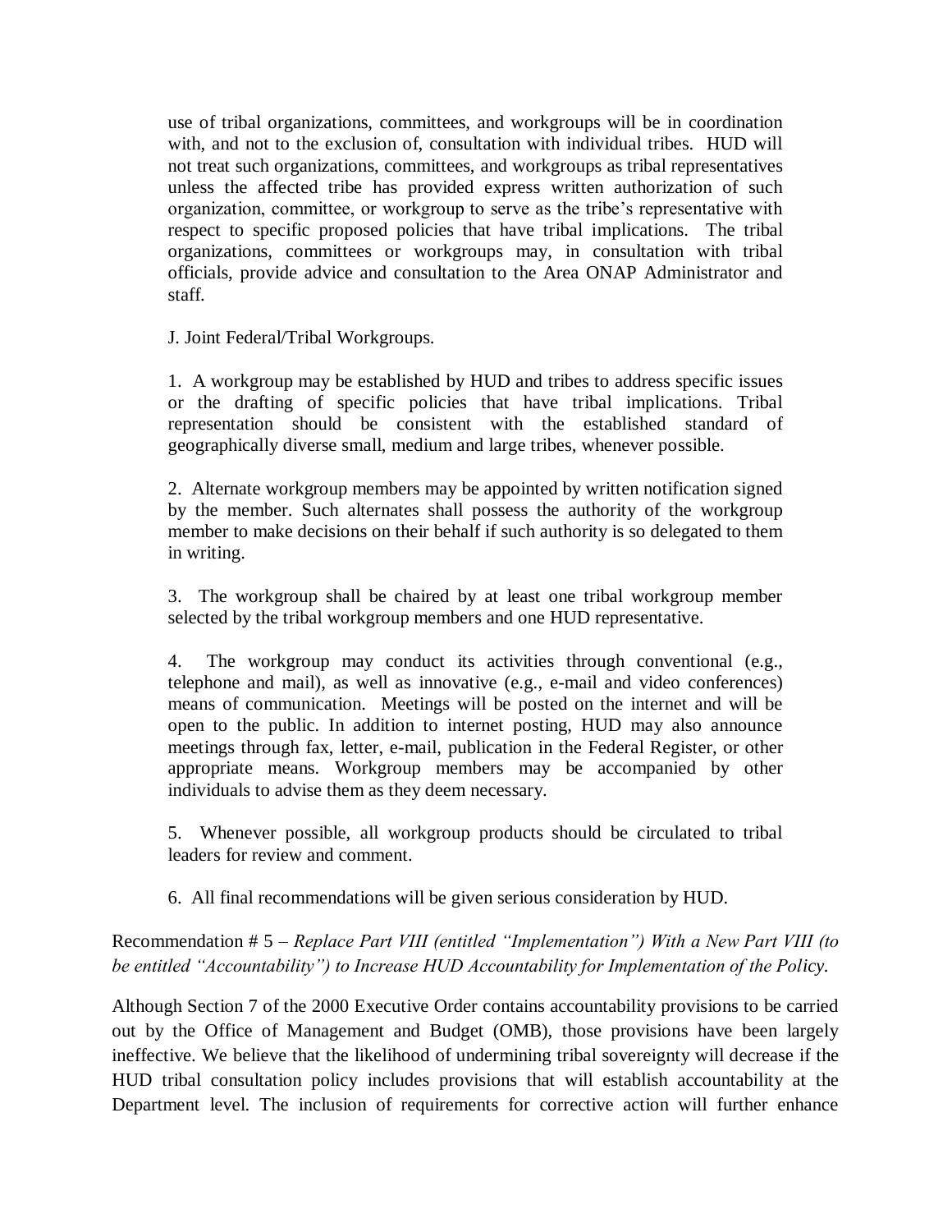use of tribal organizations, committees, and workgroups will be in coordination with, and not to the exclusion of, consultation with individual tribes. HUD will not treat such organizations, committees, and workgroups as tribal representatives unless the affected tribe has provided express written authorization of such organization, committee, or workgroup to serve as the tribe's representative with respect to specific proposed policies that have tribal implications. The tribal organizations, committees or workgroups may, in consultation with tribal officials, provide advice and consultation to the Area ONAP Administrator and staff.

J. Joint Federal/Tribal Workgroups.

1. A workgroup may be established by HUD and tribes to address specific issues or the drafting of specific policies that have tribal implications. Tribal representation should be consistent with the established standard of geographically diverse small, medium and large tribes, whenever possible.

2. Alternate workgroup members may be appointed by written notification signed by the member. Such alternates shall possess the authority of the workgroup member to make decisions on their behalf if such authority is so delegated to them in writing.

3. The workgroup shall be chaired by at least one tribal workgroup member selected by the tribal workgroup members and one HUD representative.

4. The workgroup may conduct its activities through conventional (e.g., telephone and mail), as well as innovative (e.g., e-mail and video conferences) means of communication. Meetings will be posted on the internet and will be open to the public. In addition to internet posting, HUD may also announce meetings through fax, letter, e-mail, publication in the Federal Register, or other appropriate means. Workgroup members may be accompanied by other individuals to advise them as they deem necessary.

5. Whenever possible, all workgroup products should be circulated to tribal leaders for review and comment.

6. All final recommendations will be given serious consideration by HUD.

Recommendation # 5 – *Replace Part VIII (entitled "Implementation") With a New Part VIII (to be entitled "Accountability") to Increase HUD Accountability for Implementation of the Policy.*

Although Section 7 of the 2000 Executive Order contains accountability provisions to be carried out by the Office of Management and Budget (OMB), those provisions have been largely ineffective. We believe that the likelihood of undermining tribal sovereignty will decrease if the HUD tribal consultation policy includes provisions that will establish accountability at the Department level. The inclusion of requirements for corrective action will further enhance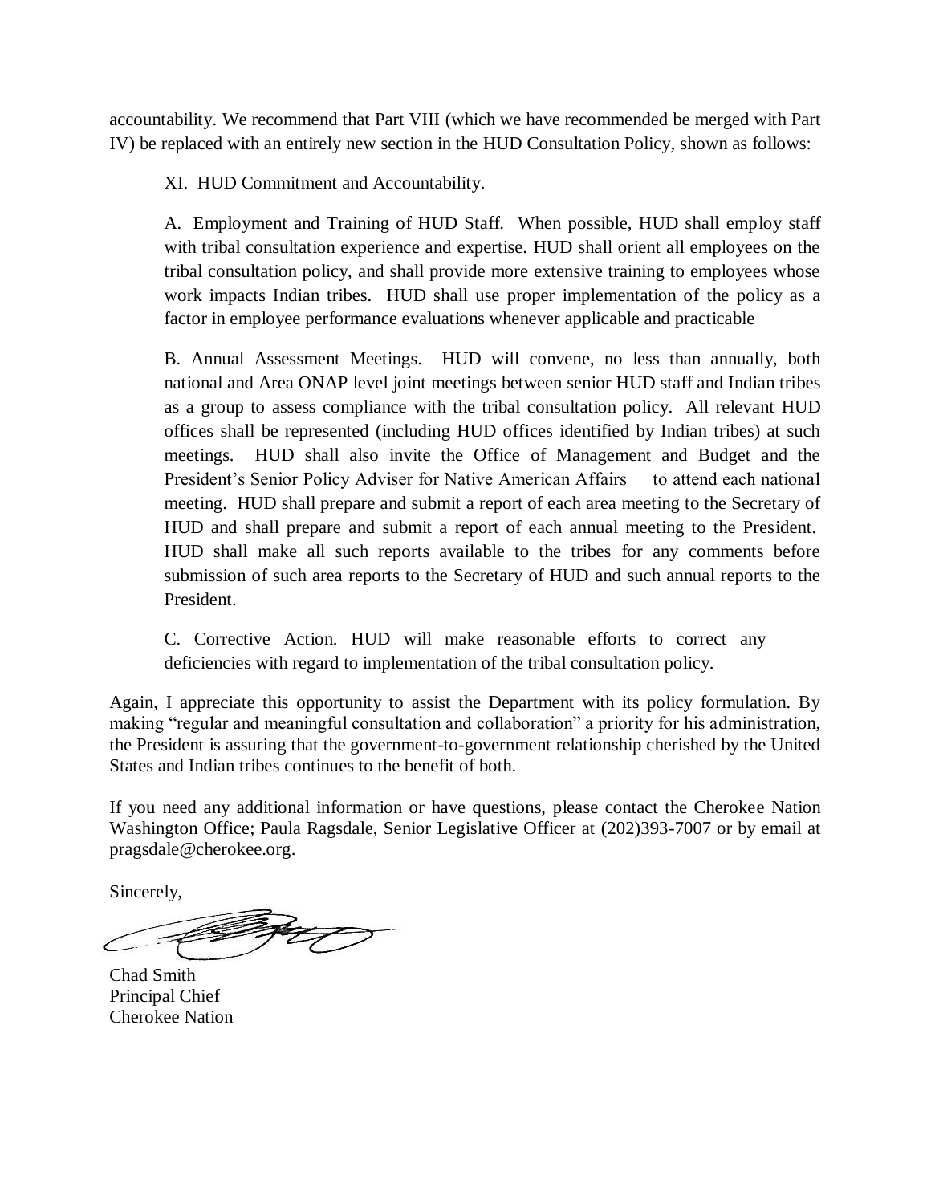accountability. We recommend that Part VIII (which we have recommended be merged with Part IV) be replaced with an entirely new section in the HUD Consultation Policy, shown as follows:

> XI. HUD Commitment and Accountability.
>
> A. Employment and Training of HUD Staff. When possible, HUD shall employ staff with tribal consultation experience and expertise. HUD shall orient all employees on the tribal consultation policy, and shall provide more extensive training to employees whose work impacts Indian tribes. HUD shall use proper implementation of the policy as a factor in employee performance evaluations whenever applicable and practicable
>
> B. Annual Assessment Meetings. HUD will convene, no less than annually, both national and Area ONAP level joint meetings between senior HUD staff and Indian tribes as a group to assess compliance with the tribal consultation policy. All relevant HUD offices shall be represented (including HUD offices identified by Indian tribes) at such meetings. HUD shall also invite the Office of Management and Budget and the President's Senior Policy Adviser for Native American Affairs to attend each national meeting. HUD shall prepare and submit a report of each area meeting to the Secretary of HUD and shall prepare and submit a report of each annual meeting to the President. HUD shall make all such reports available to the tribes for any comments before submission of such area reports to the Secretary of HUD and such annual reports to the President.
>
> C. Corrective Action. HUD will make reasonable efforts to correct any deficiencies with regard to implementation of the tribal consultation policy.

Again, I appreciate this opportunity to assist the Department with its policy formulation. By making "regular and meaningful consultation and collaboration" a priority for his administration, the President is assuring that the government-to-government relationship cherished by the United States and Indian tribes continues to the benefit of both.

If you need any additional information or have questions, please contact the Cherokee Nation Washington Office; Paula Ragsdale, Senior Legislative Officer at (202)393-7007 or by email at pragsdale@cherokee.org.

Sincerely,

Chad Smith
Principal Chief
Cherokee Nation